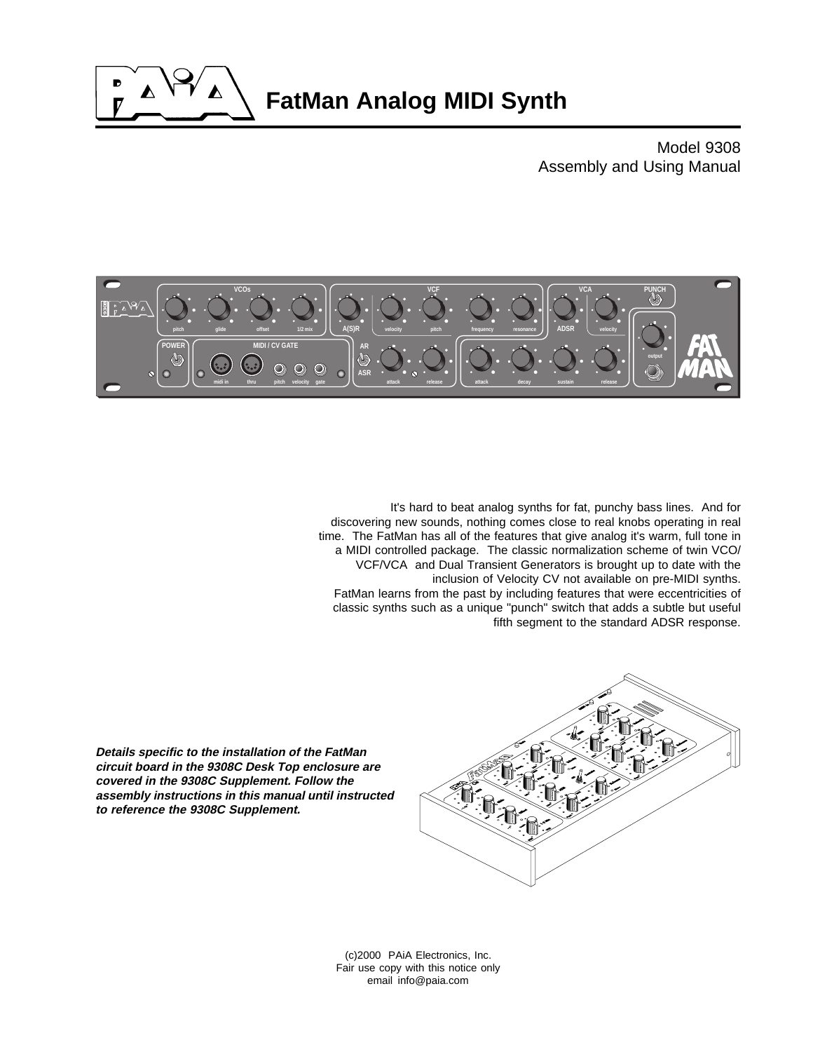# FatMan Analog MIDI Synth

Model 9308
Assembly and Using Manual

It's hard to beat analog synths for fat, punchy bass lines. And for discovering new sounds, nothing comes close to real knobs operating in real time. The FatMan has all of the features that give analog it's warm, full tone in a MIDI controlled package. The classic normalization scheme of twin VCO/VCF/VCA and Dual Transient Generators is brought up to date with the inclusion of Velocity CV not available on pre-MIDI synths.
FatMan learns from the past by including features that were eccentricities of classic synths such as a unique "punch" switch that adds a subtle but useful fifth segment to the standard ADSR response.

***Details specific to the installation of the FatMan circuit board in the 9308C Desk Top enclosure are covered in the 9308C Supplement. Follow the assembly instructions in this manual until instructed to reference the 9308C Supplement.***

(c)2000 PAiA Electronics, Inc.
Fair use copy with this notice only
email info@paia.com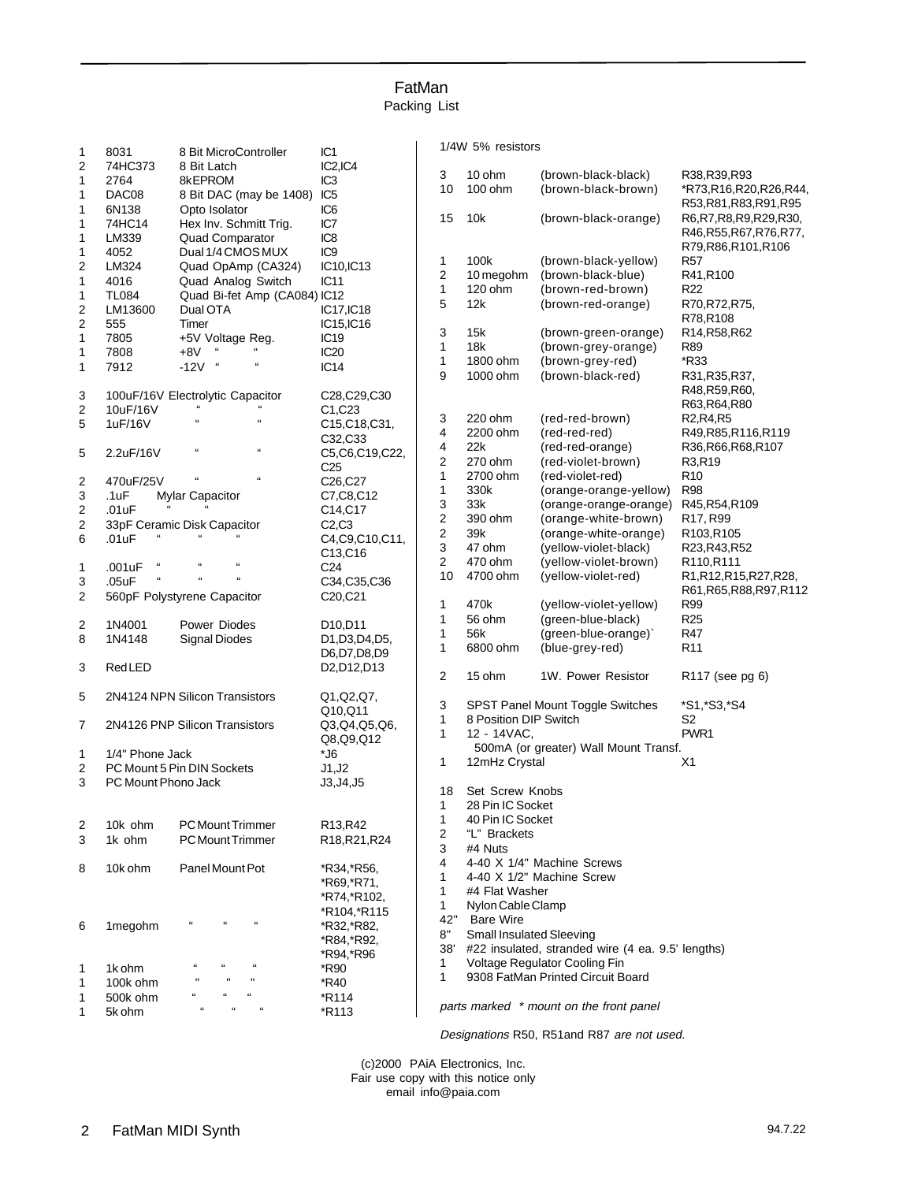# FatMan

## Packing List

| Qty | Part | Description | Designation |
|---|---|---|---|
| 1 | 8031 | 8 Bit MicroController | IC1 |
| 2 | 74HC373 | 8 Bit Latch | IC2,IC4 |
| 1 | 2764 | 8kEPROM | IC3 |
| 1 | DAC08 | 8 Bit DAC (may be 1408) | IC5 |
| 1 | 6N138 | Opto Isolator | IC6 |
| 1 | 74HC14 | Hex Inv. Schmitt Trig. | IC7 |
| 1 | LM339 | Quad Comparator | IC8 |
| 1 | 4052 | Dual 1/4 CMOS MUX | IC9 |
| 2 | LM324 | Quad OpAmp (CA324) | IC10,IC13 |
| 1 | 4016 | Quad Analog Switch | IC11 |
| 1 | TL084 | Quad Bi-fet Amp (CA084) | IC12 |
| 2 | LM13600 | Dual OTA | IC17,IC18 |
| 2 | 555 | Timer | IC15,IC16 |
| 1 | 7805 | +5V Voltage Reg. | IC19 |
| 1 | 7808 | +8V " " | IC20 |
| 1 | 7912 | -12V " " | IC14 |

| Qty | Part | Description | Designation |
|---|---|---|---|
| 3 | 100uF/16V | Electrolytic Capacitor | C28,C29,C30 |
| 2 | 10uF/16V | " " | C1,C23 |
| 5 | 1uF/16V | " " | C15,C18,C31, C32,C33 |
| 5 | 2.2uF/16V | " " | C5,C6,C19,C22, C25 |
| 2 | 470uF/25V | " " | C26,C27 |
| 3 | .1uF | Mylar Capacitor | C7,C8,C12 |
| 2 | .01uF | " " | C14,C17 |
| 2 | 33pF | Ceramic Disk Capacitor | C2,C3 |
| 6 | .01uF | " " " | C4,C9,C10,C11, C13,C16 |
| 1 | .001uF | " " " | C24 |
| 3 | .05uF | " " " | C34,C35,C36 |
| 2 | 560pF | Polystyrene Capacitor | C20,C21 |

| Qty | Part | Description | Designation |
|---|---|---|---|
| 2 | 1N4001 | Power Diodes | D10,D11 |
| 8 | 1N4148 | Signal Diodes | D1,D3,D4,D5, D6,D7,D8,D9 |
| 3 | Red LED | | D2,D12,D13 |
| 5 | 2N4124 | NPN Silicon Transistors | Q1,Q2,Q7, Q10,Q11 |
| 7 | 2N4126 | PNP Silicon Transistors | Q3,Q4,Q5,Q6, Q8,Q9,Q12 |
| 1 | 1/4" Phone Jack | | *J6 |
| 2 | PC Mount 5 Pin DIN Sockets | | J1,J2 |
| 3 | PC Mount Phono Jack | | J3,J4,J5 |

| Qty | Value | Description | Designation |
|---|---|---|---|
| 2 | 10k ohm | PC Mount Trimmer | R13,R42 |
| 3 | 1k ohm | PC Mount Trimmer | R18,R21,R24 |
| 8 | 10k ohm | Panel Mount Pot | *R34,*R56, *R69,*R71, *R74,*R102, *R104,*R115 |
| 6 | 1megohm | " " " | *R32,*R82, *R84,*R92, *R94,*R96 |
| 1 | 1k ohm | " " " | *R90 |
| 1 | 100k ohm | " " " | *R40 |
| 1 | 500k ohm | " " " | *R114 |
| 1 | 5k ohm | " " " | *R113 |

1/4W 5% resistors

| Qty | Value | Color Code | Designation |
|---|---|---|---|
| 3 | 10 ohm | (brown-black-black) | R38,R39,R93 |
| 10 | 100 ohm | (brown-black-brown) | *R73,R16,R20,R26,R44, R53,R81,R83,R91,R95 |
| 15 | 10k | (brown-black-orange) | R6,R7,R8,R9,R29,R30, R46,R55,R67,R76,R77, R79,R86,R101,R106 |
| 1 | 100k | (brown-black-yellow) | R57 |
| 2 | 10 megohm | (brown-black-blue) | R41,R100 |
| 1 | 120 ohm | (brown-red-brown) | R22 |
| 5 | 12k | (brown-red-orange) | R70,R72,R75, R78,R108 |
| 3 | 15k | (brown-green-orange) | R14,R58,R62 |
| 1 | 18k | (brown-grey-orange) | R89 |
| 1 | 1800 ohm | (brown-grey-red) | *R33 |
| 9 | 1000 ohm | (brown-black-red) | R31,R35,R37, R48,R59,R60, R63,R64,R80 |
| 3 | 220 ohm | (red-red-brown) | R2,R4,R5 |
| 4 | 2200 ohm | (red-red-red) | R49,R85,R116,R119 |
| 4 | 22k | (red-red-orange) | R36,R66,R68,R107 |
| 2 | 270 ohm | (red-violet-brown) | R3,R19 |
| 1 | 2700 ohm | (red-violet-red) | R10 |
| 1 | 330k | (orange-orange-yellow) | R98 |
| 3 | 33k | (orange-orange-orange) | R45,R54,R109 |
| 2 | 390 ohm | (orange-white-brown) | R17, R99 |
| 2 | 39k | (orange-white-orange) | R103,R105 |
| 3 | 47 ohm | (yellow-violet-black) | R23,R43,R52 |
| 2 | 470 ohm | (yellow-violet-brown) | R110,R111 |
| 10 | 4700 ohm | (yellow-violet-red) | R1,R12,R15,R27,R28, R61,R65,R88,R97,R112 |
| 1 | 470k | (yellow-violet-yellow) | R99 |
| 1 | 56 ohm | (green-blue-black) | R25 |
| 1 | 56k | (green-blue-orange)` | R47 |
| 1 | 6800 ohm | (blue-grey-red) | R11 |
| 2 | 15 ohm | 1W. Power Resistor | R117 (see pg 6) |

| Qty | Description | Designation |
|---|---|---|
| 3 | SPST Panel Mount Toggle Switches | *S1,*S3,*S4 |
| 1 | 8 Position DIP Switch | S2 |
| 1 | 12 - 14VAC, 500mA (or greater) Wall Mount Transf. | PWR1 |
| 1 | 12mHz Crystal | X1 |

| Qty | Description |
|---|---|
| 18 | Set Screw Knobs |
| 1 | 28 Pin IC Socket |
| 1 | 40 Pin IC Socket |
| 2 | "L" Brackets |
| 3 | #4 Nuts |
| 4 | 4-40 X 1/4" Machine Screws |
| 1 | 4-40 X 1/2" Machine Screw |
| 1 | #4 Flat Washer |
| 1 | Nylon Cable Clamp |
| 42" | Bare Wire |
| 8" | Small Insulated Sleeving |
| 38' | #22 insulated, stranded wire (4 ea. 9.5' lengths) |
| 1 | Voltage Regulator Cooling Fin |
| 1 | 9308 FatMan Printed Circuit Board |

*parts marked \* mount on the front panel*

*Designations* R50, R51and R87 *are not used.*

(c)2000 PAiA Electronics, Inc.
Fair use copy with this notice only
email info@paia.com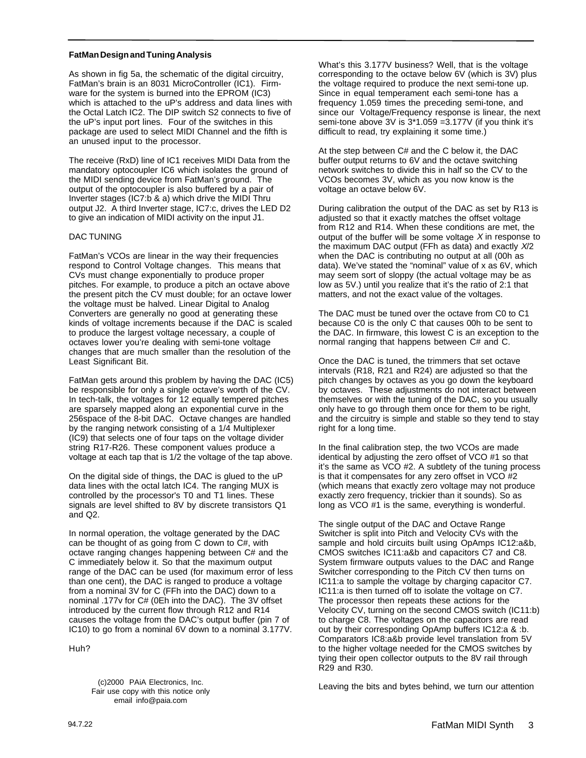**FatMan Design and Tuning Analysis**

As shown in fig 5a, the schematic of the digital circuitry, FatMan's brain is an 8031 MicroController (IC1). Firmware for the system is burned into the EPROM (IC3) which is attached to the uP's address and data lines with the Octal Latch IC2. The DIP switch S2 connects to five of the uP's input port lines. Four of the switches in this package are used to select MIDI Channel and the fifth is an unused input to the processor.

The receive (RxD) line of IC1 receives MIDI Data from the mandatory optocoupler IC6 which isolates the ground of the MIDI sending device from FatMan's ground. The output of the optocoupler is also buffered by a pair of Inverter stages (IC7:b & a) which drive the MIDI Thru output J2. A third Inverter stage, IC7:c, drives the LED D2 to give an indication of MIDI activity on the input J1.

DAC TUNING

FatMan's VCOs are linear in the way their frequencies respond to Control Voltage changes. This means that CVs must change exponentially to produce proper pitches. For example, to produce a pitch an octave above the present pitch the CV must double; for an octave lower the voltage must be halved. Linear Digital to Analog Converters are generally no good at generating these kinds of voltage increments because if the DAC is scaled to produce the largest voltage necessary, a couple of octaves lower you're dealing with semi-tone voltage changes that are much smaller than the resolution of the Least Significant Bit.

FatMan gets around this problem by having the DAC (IC5) be responsible for only a single octave's worth of the CV. In tech-talk, the voltages for 12 equally tempered pitches are sparsely mapped along an exponential curve in the 256space of the 8-bit DAC. Octave changes are handled by the ranging network consisting of a 1/4 Multiplexer (IC9) that selects one of four taps on the voltage divider string R17-R26. These component values produce a voltage at each tap that is 1/2 the voltage of the tap above.

On the digital side of things, the DAC is glued to the uP data lines with the octal latch IC4. The ranging MUX is controlled by the processor's T0 and T1 lines. These signals are level shifted to 8V by discrete transistors Q1 and Q2.

In normal operation, the voltage generated by the DAC can be thought of as going from C down to C#, with octave ranging changes happening between C# and the C immediately below it. So that the maximum output range of the DAC can be used (for maximum error of less than one cent), the DAC is ranged to produce a voltage from a nominal 3V for C (FFh into the DAC) down to a nominal .177v for C# (0Eh into the DAC). The 3V offset introduced by the current flow through R12 and R14 causes the voltage from the DAC's output buffer (pin 7 of IC10) to go from a nominal 6V down to a nominal 3.177V.

Huh?

(c)2000 PAiA Electronics, Inc.
Fair use copy with this notice only
email info@paia.com

What's this 3.177V business? Well, that is the voltage corresponding to the octave below 6V (which is 3V) plus the voltage required to produce the next semi-tone up. Since in equal temperament each semi-tone has a frequency 1.059 times the preceding semi-tone, and since our Voltage/Frequency response is linear, the next semi-tone above 3V is 3*1.059 =3.177V (if you think it's difficult to read, try explaining it some time.)

At the step between C# and the C below it, the DAC buffer output returns to 6V and the octave switching network switches to divide this in half so the CV to the VCOs becomes 3V, which as you now know is the voltage an octave below 6V.

During calibration the output of the DAC as set by R13 is adjusted so that it exactly matches the offset voltage from R12 and R14. When these conditions are met, the output of the buffer will be some voltage *X* in response to the maximum DAC output (FFh as data) and exactly *X*/2 when the DAC is contributing no output at all (00h as data). We've stated the "nominal" value of x as 6V, which may seem sort of sloppy (the actual voltage may be as low as 5V.) until you realize that it's the ratio of 2:1 that matters, and not the exact value of the voltages.

The DAC must be tuned over the octave from C0 to C1 because C0 is the only C that causes 00h to be sent to the DAC. In firmware, this lowest C is an exception to the normal ranging that happens between C# and C.

Once the DAC is tuned, the trimmers that set octave intervals (R18, R21 and R24) are adjusted so that the pitch changes by octaves as you go down the keyboard by octaves. These adjustments do not interact between themselves or with the tuning of the DAC, so you usually only have to go through them once for them to be right, and the circuitry is simple and stable so they tend to stay right for a long time.

In the final calibration step, the two VCOs are made identical by adjusting the zero offset of VCO #1 so that it's the same as VCO #2. A subtlety of the tuning process is that it compensates for any zero offset in VCO #2 (which means that exactly zero voltage may not produce exactly zero frequency, trickier than it sounds). So as long as VCO #1 is the same, everything is wonderful.

The single output of the DAC and Octave Range Switcher is split into Pitch and Velocity CVs with the sample and hold circuits built using OpAmps IC12:a&b, CMOS switches IC11:a&b and capacitors C7 and C8. System firmware outputs values to the DAC and Range Switcher corresponding to the Pitch CV then turns on IC11:a to sample the voltage by charging capacitor C7. IC11:a is then turned off to isolate the voltage on C7. The processor then repeats these actions for the Velocity CV, turning on the second CMOS switch (IC11:b) to charge C8. The voltages on the capacitors are read out by their corresponding OpAmp buffers IC12:a & :b. Comparators IC8:a&b provide level translation from 5V to the higher voltage needed for the CMOS switches by tying their open collector outputs to the 8V rail through R29 and R30.

Leaving the bits and bytes behind, we turn our attention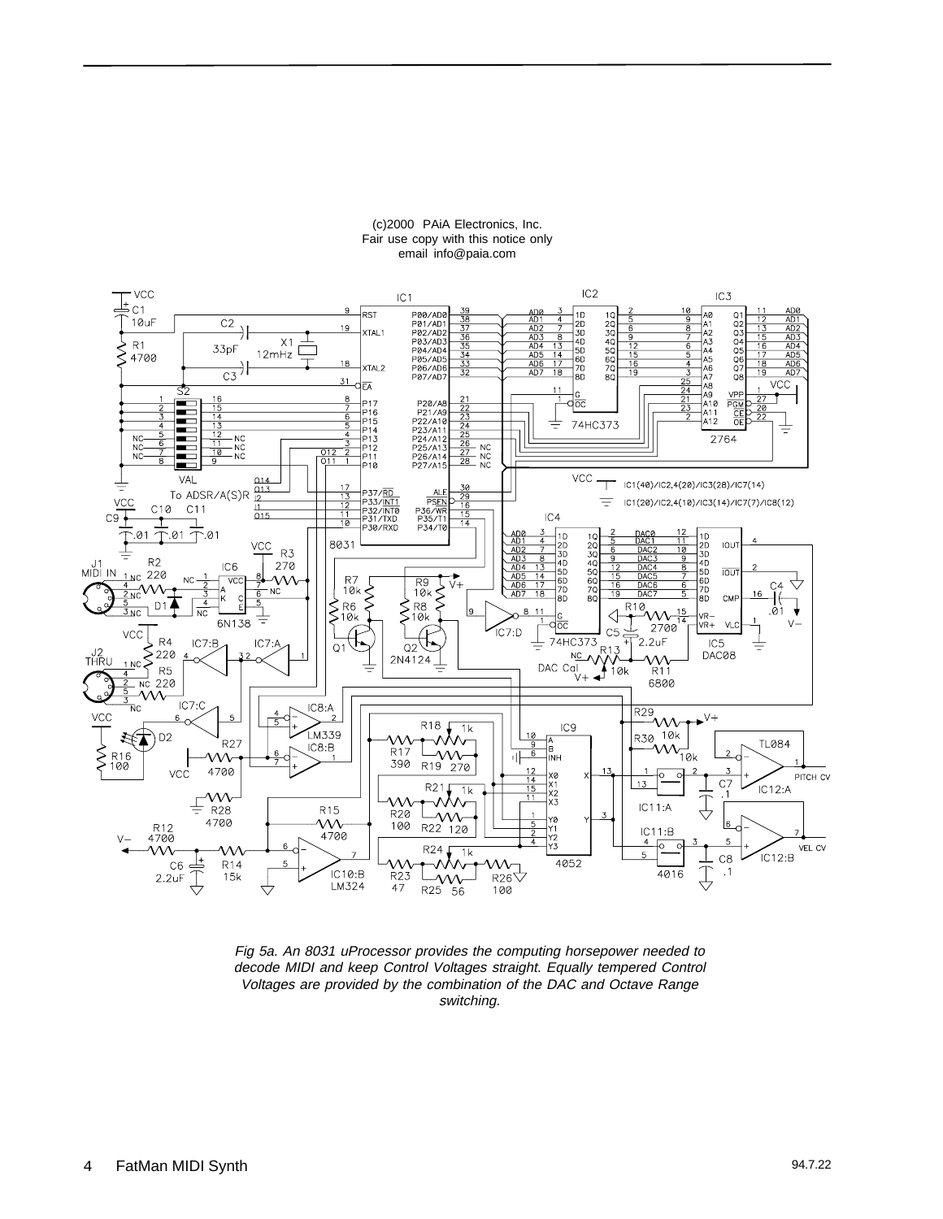(c)2000 PAiA Electronics, Inc.
Fair use copy with this notice only
email info@paia.com

*Fig 5a. An 8031 uProcessor provides the computing horsepower needed to decode MIDI and keep Control Voltages straight. Equally tempered Control Voltages are provided by the combination of the DAC and Octave Range switching.*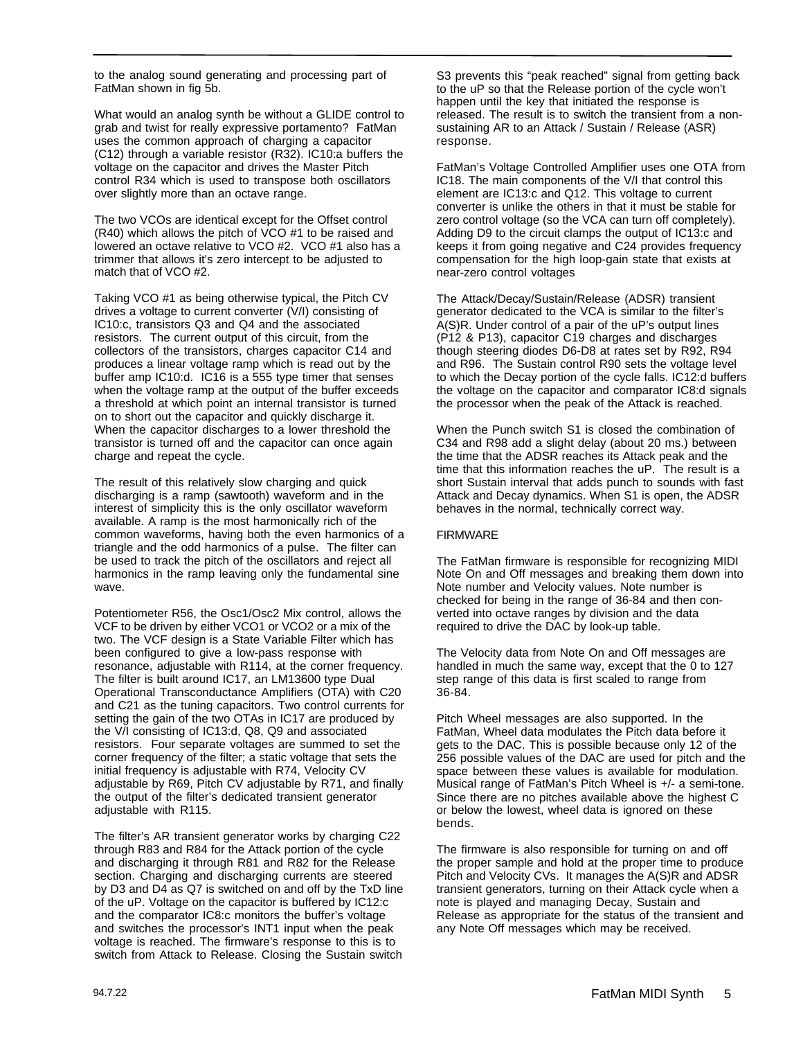to the analog sound generating and processing part of FatMan shown in fig 5b.

What would an analog synth be without a GLIDE control to grab and twist for really expressive portamento? FatMan uses the common approach of charging a capacitor (C12) through a variable resistor (R32). IC10:a buffers the voltage on the capacitor and drives the Master Pitch control R34 which is used to transpose both oscillators over slightly more than an octave range.

The two VCOs are identical except for the Offset control (R40) which allows the pitch of VCO #1 to be raised and lowered an octave relative to VCO #2. VCO #1 also has a trimmer that allows it's zero intercept to be adjusted to match that of VCO #2.

Taking VCO #1 as being otherwise typical, the Pitch CV drives a voltage to current converter (V/I) consisting of IC10:c, transistors Q3 and Q4 and the associated resistors. The current output of this circuit, from the collectors of the transistors, charges capacitor C14 and produces a linear voltage ramp which is read out by the buffer amp IC10:d. IC16 is a 555 type timer that senses when the voltage ramp at the output of the buffer exceeds a threshold at which point an internal transistor is turned on to short out the capacitor and quickly discharge it. When the capacitor discharges to a lower threshold the transistor is turned off and the capacitor can once again charge and repeat the cycle.

The result of this relatively slow charging and quick discharging is a ramp (sawtooth) waveform and in the interest of simplicity this is the only oscillator waveform available. A ramp is the most harmonically rich of the common waveforms, having both the even harmonics of a triangle and the odd harmonics of a pulse. The filter can be used to track the pitch of the oscillators and reject all harmonics in the ramp leaving only the fundamental sine wave.

Potentiometer R56, the Osc1/Osc2 Mix control, allows the VCF to be driven by either VCO1 or VCO2 or a mix of the two. The VCF design is a State Variable Filter which has been configured to give a low-pass response with resonance, adjustable with R114, at the corner frequency. The filter is built around IC17, an LM13600 type Dual Operational Transconductance Amplifiers (OTA) with C20 and C21 as the tuning capacitors. Two control currents for setting the gain of the two OTAs in IC17 are produced by the V/I consisting of IC13:d, Q8, Q9 and associated resistors. Four separate voltages are summed to set the corner frequency of the filter; a static voltage that sets the initial frequency is adjustable with R74, Velocity CV adjustable by R69, Pitch CV adjustable by R71, and finally the output of the filter's dedicated transient generator adjustable with R115.

The filter's AR transient generator works by charging C22 through R83 and R84 for the Attack portion of the cycle and discharging it through R81 and R82 for the Release section. Charging and discharging currents are steered by D3 and D4 as Q7 is switched on and off by the TxD line of the uP. Voltage on the capacitor is buffered by IC12:c and the comparator IC8:c monitors the buffer's voltage and switches the processor's INT1 input when the peak voltage is reached. The firmware's response to this is to switch from Attack to Release. Closing the Sustain switch S3 prevents this "peak reached" signal from getting back to the uP so that the Release portion of the cycle won't happen until the key that initiated the response is released. The result is to switch the transient from a non-sustaining AR to an Attack / Sustain / Release (ASR) response.

FatMan's Voltage Controlled Amplifier uses one OTA from IC18. The main components of the V/I that control this element are IC13:c and Q12. This voltage to current converter is unlike the others in that it must be stable for zero control voltage (so the VCA can turn off completely). Adding D9 to the circuit clamps the output of IC13:c and keeps it from going negative and C24 provides frequency compensation for the high loop-gain state that exists at near-zero control voltages

The Attack/Decay/Sustain/Release (ADSR) transient generator dedicated to the VCA is similar to the filter's A(S)R. Under control of a pair of the uP's output lines (P12 & P13), capacitor C19 charges and discharges though steering diodes D6-D8 at rates set by R92, R94 and R96. The Sustain control R90 sets the voltage level to which the Decay portion of the cycle falls. IC12:d buffers the voltage on the capacitor and comparator IC8:d signals the processor when the peak of the Attack is reached.

When the Punch switch S1 is closed the combination of C34 and R98 add a slight delay (about 20 ms.) between the time that the ADSR reaches its Attack peak and the time that this information reaches the uP. The result is a short Sustain interval that adds punch to sounds with fast Attack and Decay dynamics. When S1 is open, the ADSR behaves in the normal, technically correct way.

## FIRMWARE

The FatMan firmware is responsible for recognizing MIDI Note On and Off messages and breaking them down into Note number and Velocity values. Note number is checked for being in the range of 36-84 and then converted into octave ranges by division and the data required to drive the DAC by look-up table.

The Velocity data from Note On and Off messages are handled in much the same way, except that the 0 to 127 step range of this data is first scaled to range from 36-84.

Pitch Wheel messages are also supported. In the FatMan, Wheel data modulates the Pitch data before it gets to the DAC. This is possible because only 12 of the 256 possible values of the DAC are used for pitch and the space between these values is available for modulation. Musical range of FatMan's Pitch Wheel is +/- a semi-tone. Since there are no pitches available above the highest C or below the lowest, wheel data is ignored on these bends.

The firmware is also responsible for turning on and off the proper sample and hold at the proper time to produce Pitch and Velocity CVs. It manages the A(S)R and ADSR transient generators, turning on their Attack cycle when a note is played and managing Decay, Sustain and Release as appropriate for the status of the transient and any Note Off messages which may be received.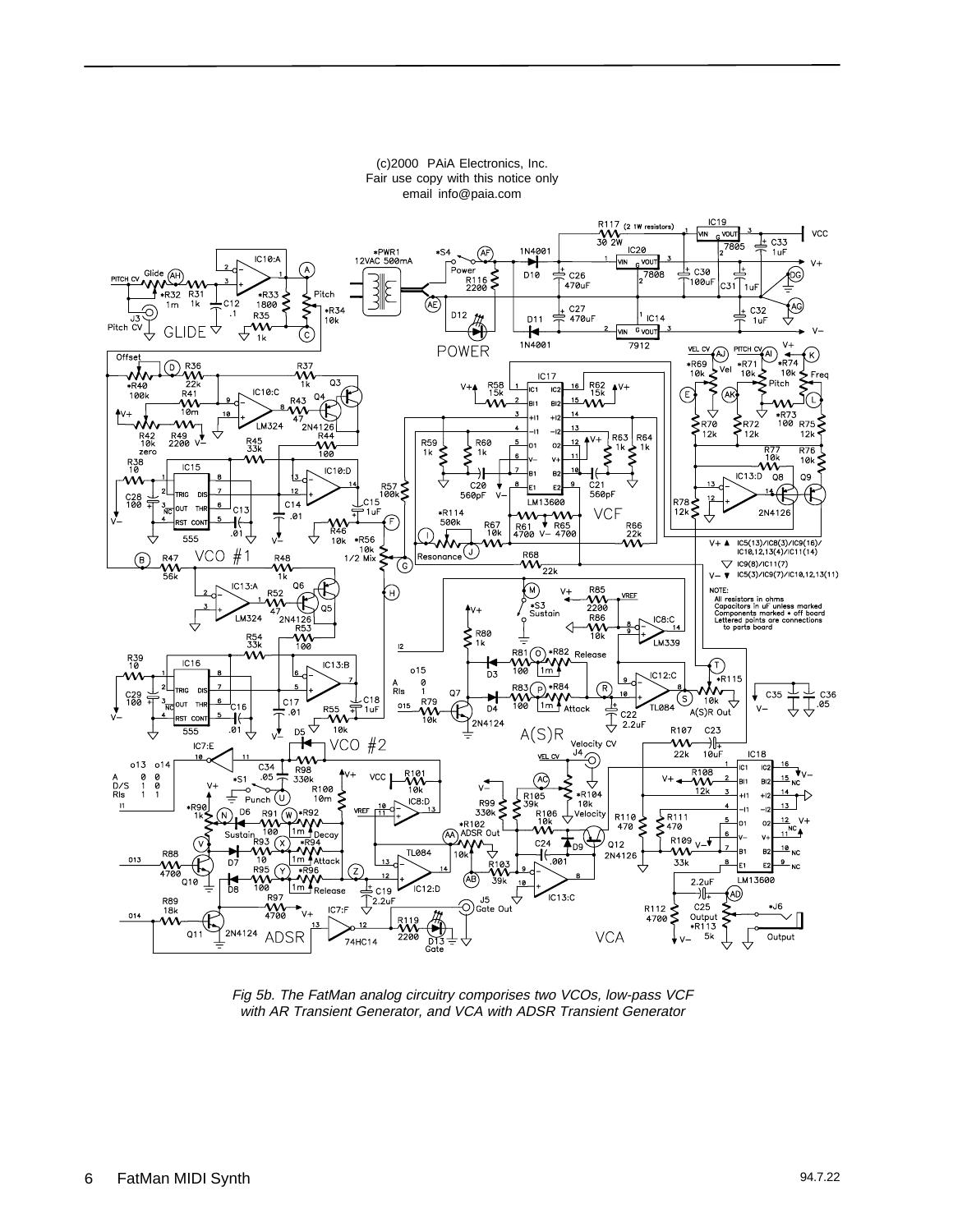(c)2000 PAiA Electronics, Inc.
Fair use copy with this notice only
email info@paia.com

*Fig 5b. The FatMan analog circuitry comporises two VCOs, low-pass VCF with AR Transient Generator, and VCA with ADSR Transient Generator*